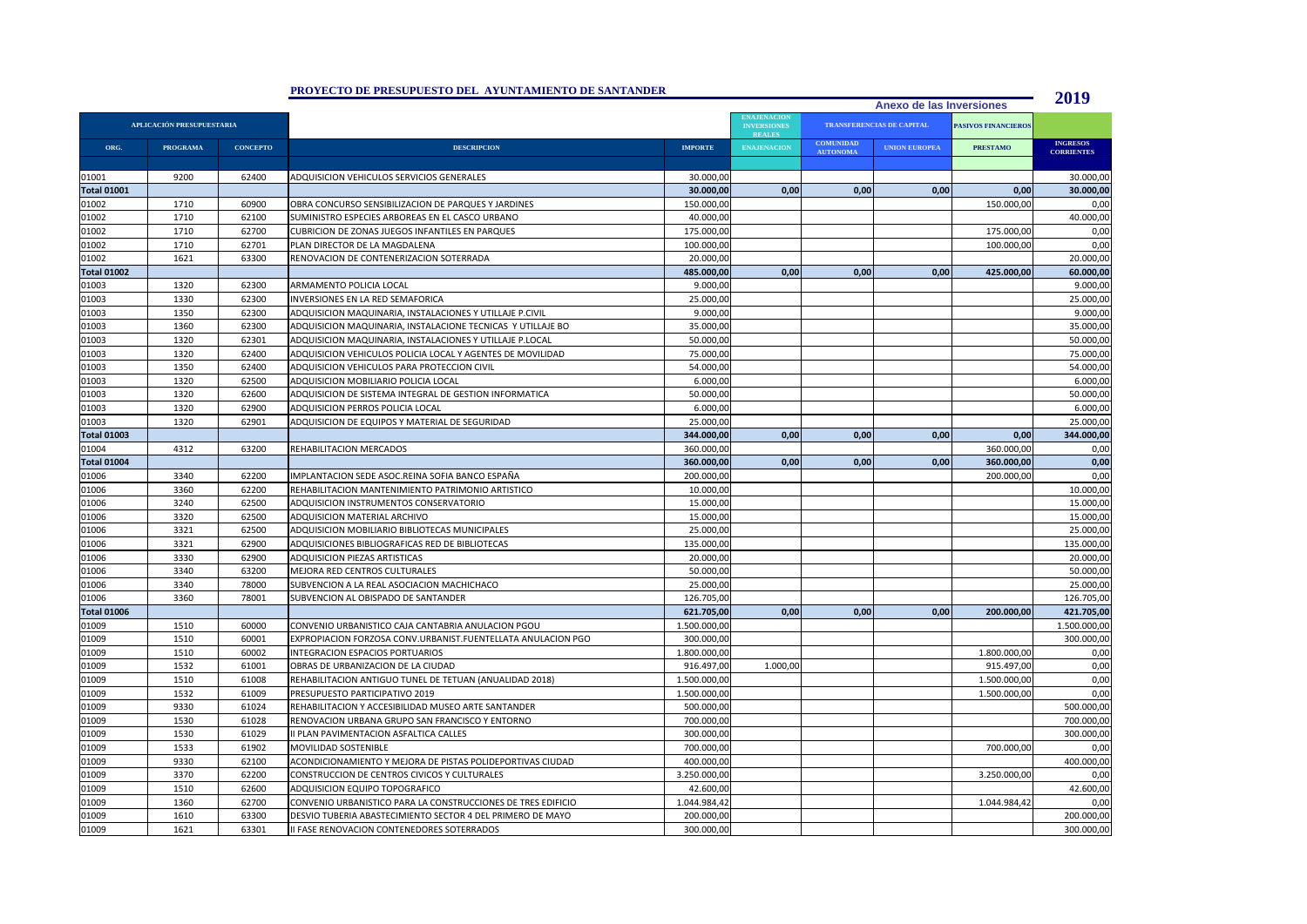# PROYECTO DE PRESUPUESTO DEL AYUNTAMIENTO DE SANTANDER

**Anexo de las Inversiones** **2019**

| APLICACIÓN PRESUPUESTARIA | | | | | ENAJENACION INVERSIONES REALES | TRANSFERENCIAS DE CAPITAL | | PASIVOS FINANCIEROS | |
|---|---|---|---|---|---|---|---|---|---|
| ORG. | PROGRAMA | CONCEPTO | DESCRIPCION | IMPORTE | ENAJENACION | COMUNIDAD AUTONOMA | UNION EUROPEA | PRESTAMO | INGRESOS CORRIENTES |
| 01001 | 9200 | 62400 | ADQUISICION VEHICULOS SERVICIOS GENERALES | 30.000,00 | | | | | 30.000,00 |
| Total 01001 | | | | 30.000,00 | 0,00 | 0,00 | 0,00 | 0,00 | 30.000,00 |
| 01002 | 1710 | 60900 | OBRA CONCURSO SENSIBILIZACION DE PARQUES Y JARDINES | 150.000,00 | | | | 150.000,00 | 0,00 |
| 01002 | 1710 | 62100 | SUMINISTRO ESPECIES ARBOREAS EN EL CASCO URBANO | 40.000,00 | | | | | 40.000,00 |
| 01002 | 1710 | 62700 | CUBRICION DE ZONAS JUEGOS INFANTILES EN PARQUES | 175.000,00 | | | | 175.000,00 | 0,00 |
| 01002 | 1710 | 62701 | PLAN DIRECTOR DE LA MAGDALENA | 100.000,00 | | | | 100.000,00 | 0,00 |
| 01002 | 1621 | 63300 | RENOVACION DE CONTENERIZACION SOTERRADA | 20.000,00 | | | | | 20.000,00 |
| Total 01002 | | | | 485.000,00 | 0,00 | 0,00 | 0,00 | 425.000,00 | 60.000,00 |
| 01003 | 1320 | 62300 | ARMAMENTO POLICIA LOCAL | 9.000,00 | | | | | 9.000,00 |
| 01003 | 1330 | 62300 | INVERSIONES EN LA RED SEMAFORICA | 25.000,00 | | | | | 25.000,00 |
| 01003 | 1350 | 62300 | ADQUISICION MAQUINARIA, INSTALACIONES Y UTILLAJE P.CIVIL | 9.000,00 | | | | | 9.000,00 |
| 01003 | 1360 | 62300 | ADQUISICION MAQUINARIA, INSTALACIONE TECNICAS Y UTILLAJE BO | 35.000,00 | | | | | 35.000,00 |
| 01003 | 1320 | 62301 | ADQUISICION MAQUINARIA, INSTALACIONES Y UTILLAJE P.LOCAL | 50.000,00 | | | | | 50.000,00 |
| 01003 | 1320 | 62400 | ADQUISICION VEHICULOS POLICIA LOCAL Y AGENTES DE MOVILIDAD | 75.000,00 | | | | | 75.000,00 |
| 01003 | 1350 | 62400 | ADQUISICION VEHICULOS PARA PROTECCION CIVIL | 54.000,00 | | | | | 54.000,00 |
| 01003 | 1320 | 62500 | ADQUISICION MOBILIARIO POLICIA LOCAL | 6.000,00 | | | | | 6.000,00 |
| 01003 | 1320 | 62600 | ADQUISICION DE SISTEMA INTEGRAL DE GESTION INFORMATICA | 50.000,00 | | | | | 50.000,00 |
| 01003 | 1320 | 62900 | ADQUISICION PERROS POLICIA LOCAL | 6.000,00 | | | | | 6.000,00 |
| 01003 | 1320 | 62901 | ADQUISICION DE EQUIPOS Y MATERIAL DE SEGURIDAD | 25.000,00 | | | | | 25.000,00 |
| Total 01003 | | | | 344.000,00 | 0,00 | 0,00 | 0,00 | 0,00 | 344.000,00 |
| 01004 | 4312 | 63200 | REHABILITACION MERCADOS | 360.000,00 | | | | 360.000,00 | 0,00 |
| Total 01004 | | | | 360.000,00 | 0,00 | 0,00 | 0,00 | 360.000,00 | 0,00 |
| 01006 | 3340 | 62200 | IMPLANTACION SEDE ASOC.REINA SOFIA BANCO ESPAÑA | 200.000,00 | | | | 200.000,00 | 0,00 |
| 01006 | 3360 | 62200 | REHABILITACION MANTENIMIENTO PATRIMONIO ARTISTICO | 10.000,00 | | | | | 10.000,00 |
| 01006 | 3240 | 62500 | ADQUISICION INSTRUMENTOS CONSERVATORIO | 15.000,00 | | | | | 15.000,00 |
| 01006 | 3320 | 62500 | ADQUISICION MATERIAL ARCHIVO | 15.000,00 | | | | | 15.000,00 |
| 01006 | 3321 | 62500 | ADQUISICION MOBILIARIO BIBLIOTECAS MUNICIPALES | 25.000,00 | | | | | 25.000,00 |
| 01006 | 3321 | 62900 | ADQUISICIONES BIBLIOGRAFICAS RED DE BIBLIOTECAS | 135.000,00 | | | | | 135.000,00 |
| 01006 | 3330 | 62900 | ADQUISICION PIEZAS ARTISTICAS | 20.000,00 | | | | | 20.000,00 |
| 01006 | 3340 | 63200 | MEJORA RED CENTROS CULTURALES | 50.000,00 | | | | | 50.000,00 |
| 01006 | 3340 | 78000 | SUBVENCION A LA REAL ASOCIACION MACHICHACO | 25.000,00 | | | | | 25.000,00 |
| 01006 | 3360 | 78001 | SUBVENCION AL OBISPADO DE SANTANDER | 126.705,00 | | | | | 126.705,00 |
| Total 01006 | | | | 621.705,00 | 0,00 | 0,00 | 0,00 | 200.000,00 | 421.705,00 |
| 01009 | 1510 | 60000 | CONVENIO URBANISTICO CAJA CANTABRIA ANULACION PGOU | 1.500.000,00 | | | | | 1.500.000,00 |
| 01009 | 1510 | 60001 | EXPROPIACION FORZOSA CONV.URBANIST.FUENTELLATA ANULACION PGO | 300.000,00 | | | | | 300.000,00 |
| 01009 | 1510 | 60002 | INTEGRACION ESPACIOS PORTUARIOS | 1.800.000,00 | | | | 1.800.000,00 | 0,00 |
| 01009 | 1532 | 61001 | OBRAS DE URBANIZACION DE LA CIUDAD | 916.497,00 | 1.000,00 | | | 915.497,00 | 0,00 |
| 01009 | 1510 | 61008 | REHABILITACION ANTIGUO TUNEL DE TETUAN (ANUALIDAD 2018) | 1.500.000,00 | | | | 1.500.000,00 | 0,00 |
| 01009 | 1532 | 61009 | PRESUPUESTO PARTICIPATIVO 2019 | 1.500.000,00 | | | | 1.500.000,00 | 0,00 |
| 01009 | 9330 | 61024 | REHABILITACION Y ACCESIBILIDAD MUSEO ARTE SANTANDER | 500.000,00 | | | | | 500.000,00 |
| 01009 | 1530 | 61028 | RENOVACION URBANA GRUPO SAN FRANCISCO Y ENTORNO | 700.000,00 | | | | | 700.000,00 |
| 01009 | 1530 | 61029 | II PLAN PAVIMENTACION ASFALTICA CALLES | 300.000,00 | | | | | 300.000,00 |
| 01009 | 1533 | 61902 | MOVILIDAD SOSTENIBLE | 700.000,00 | | | | 700.000,00 | 0,00 |
| 01009 | 9330 | 62100 | ACONDICIONAMIENTO Y MEJORA DE PISTAS POLIDEPORTIVAS CIUDAD | 400.000,00 | | | | | 400.000,00 |
| 01009 | 3370 | 62200 | CONSTRUCCION DE CENTROS CIVICOS Y CULTURALES | 3.250.000,00 | | | | 3.250.000,00 | 0,00 |
| 01009 | 1510 | 62600 | ADQUISICION EQUIPO TOPOGRAFICO | 42.600,00 | | | | | 42.600,00 |
| 01009 | 1360 | 62700 | CONVENIO URBANISTICO PARA LA CONSTRUCCIONES DE TRES EDIFICIO | 1.044.984,42 | | | | 1.044.984,42 | 0,00 |
| 01009 | 1610 | 63300 | DESVIO TUBERIA ABASTECIMIENTO SECTOR 4 DEL PRIMERO DE MAYO | 200.000,00 | | | | | 200.000,00 |
| 01009 | 1621 | 63301 | II FASE RENOVACION CONTENEDORES SOTERRADOS | 300.000,00 | | | | | 300.000,00 |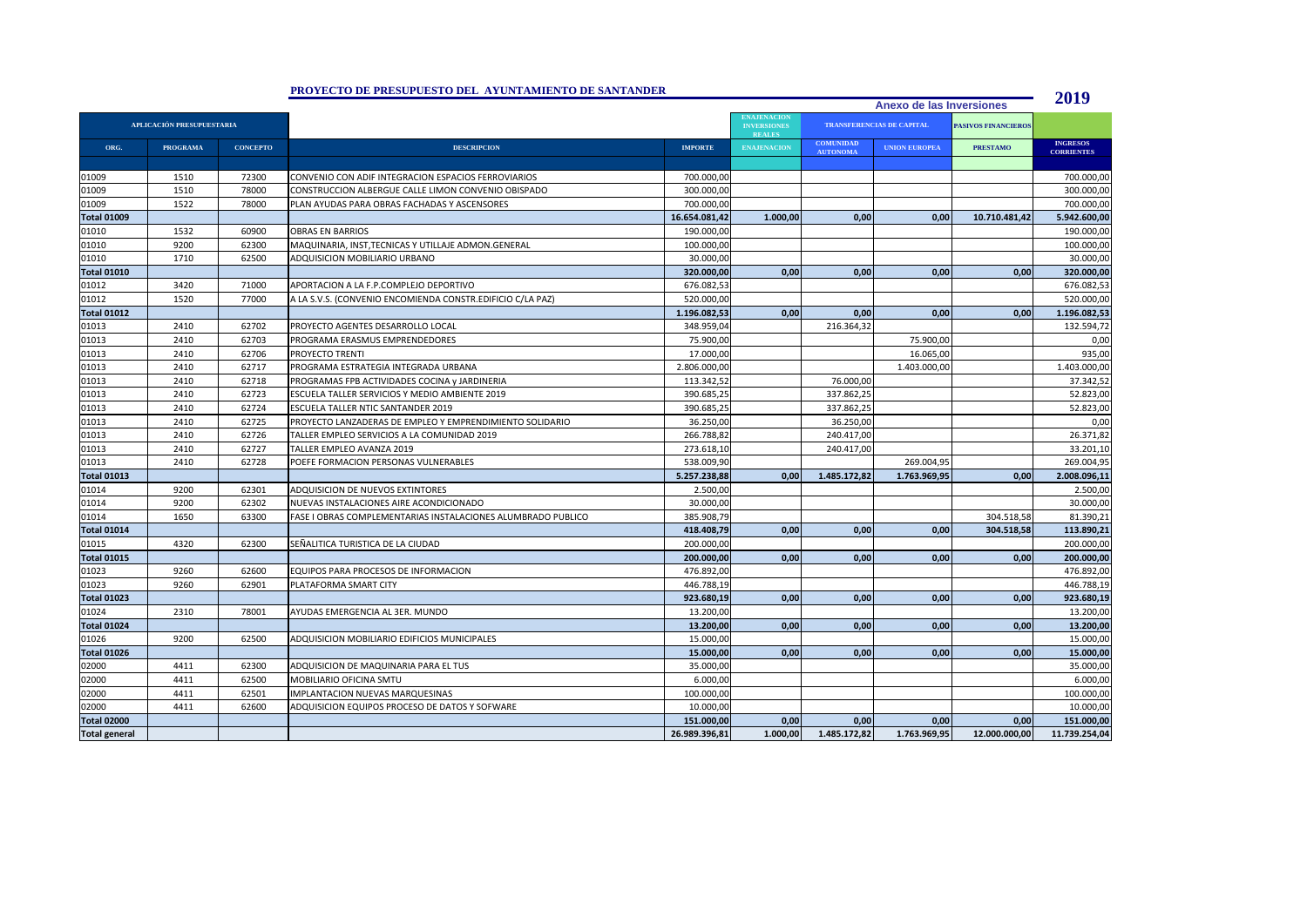**PROYECTO DE PRESUPUESTO DEL AYUNTAMIENTO DE SANTANDER**

**Anexo de las Inversiones** **2019**

| APLICACIÓN PRESUPUESTARIA | | | | | ENAJENACION INVERSIONES REALES | TRANSFERENCIAS DE CAPITAL | | PASIVOS FINANCIEROS | |
|---|---|---|---|---|---|---|---|---|---|
| ORG. | PROGRAMA | CONCEPTO | DESCRIPCION | IMPORTE | ENAJENACION | COMUNIDAD AUTONOMA | UNION EUROPEA | PRESTAMO | INGRESOS CORRIENTES |
| 01009 | 1510 | 72300 | CONVENIO CON ADIF INTEGRACION ESPACIOS FERROVIARIOS | 700.000,00 | | | | | 700.000,00 |
| 01009 | 1510 | 78000 | CONSTRUCCION ALBERGUE CALLE LIMON CONVENIO OBISPADO | 300.000,00 | | | | | 300.000,00 |
| 01009 | 1522 | 78000 | PLAN AYUDAS PARA OBRAS FACHADAS Y ASCENSORES | 700.000,00 | | | | | 700.000,00 |
| **Total 01009** | | | | **16.654.081,42** | **1.000,00** | **0,00** | **0,00** | **10.710.481,42** | **5.942.600,00** |
| 01010 | 1532 | 60900 | OBRAS EN BARRIOS | 190.000,00 | | | | | 190.000,00 |
| 01010 | 9200 | 62300 | MAQUINARIA, INST,TECNICAS Y UTILLAJE ADMON.GENERAL | 100.000,00 | | | | | 100.000,00 |
| 01010 | 1710 | 62500 | ADQUISICION MOBILIARIO URBANO | 30.000,00 | | | | | 30.000,00 |
| **Total 01010** | | | | **320.000,00** | **0,00** | **0,00** | **0,00** | **0,00** | **320.000,00** |
| 01012 | 3420 | 71000 | APORTACION A LA F.P.COMPLEJO DEPORTIVO | 676.082,53 | | | | | 676.082,53 |
| 01012 | 1520 | 77000 | A LA S.V.S. (CONVENIO ENCOMIENDA CONSTR.EDIFICIO C/LA PAZ) | 520.000,00 | | | | | 520.000,00 |
| **Total 01012** | | | | **1.196.082,53** | **0,00** | **0,00** | **0,00** | **0,00** | **1.196.082,53** |
| 01013 | 2410 | 62702 | PROYECTO AGENTES DESARROLLO LOCAL | 348.959,04 | | 216.364,32 | | | 132.594,72 |
| 01013 | 2410 | 62703 | PROGRAMA ERASMUS EMPRENDEDORES | 75.900,00 | | | 75.900,00 | | 0,00 |
| 01013 | 2410 | 62706 | PROYECTO TRENTI | 17.000,00 | | | 16.065,00 | | 935,00 |
| 01013 | 2410 | 62717 | PROGRAMA ESTRATEGIA INTEGRADA URBANA | 2.806.000,00 | | | 1.403.000,00 | | 1.403.000,00 |
| 01013 | 2410 | 62718 | PROGRAMAS FPB ACTIVIDADES COCINA y JARDINERIA | 113.342,52 | | 76.000,00 | | | 37.342,52 |
| 01013 | 2410 | 62723 | ESCUELA TALLER SERVICIOS Y MEDIO AMBIENTE 2019 | 390.685,25 | | 337.862,25 | | | 52.823,00 |
| 01013 | 2410 | 62724 | ESCUELA TALLER NTIC SANTANDER 2019 | 390.685,25 | | 337.862,25 | | | 52.823,00 |
| 01013 | 2410 | 62725 | PROYECTO LANZADERAS DE EMPLEO Y EMPRENDIMIENTO SOLIDARIO | 36.250,00 | | 36.250,00 | | | 0,00 |
| 01013 | 2410 | 62726 | TALLER EMPLEO SERVICIOS A LA COMUNIDAD 2019 | 266.788,82 | | 240.417,00 | | | 26.371,82 |
| 01013 | 2410 | 62727 | TALLER EMPLEO AVANZA 2019 | 273.618,10 | | 240.417,00 | | | 33.201,10 |
| 01013 | 2410 | 62728 | POEFE FORMACION PERSONAS VULNERABLES | 538.009,90 | | | 269.004,95 | | 269.004,95 |
| **Total 01013** | | | | **5.257.238,88** | **0,00** | **1.485.172,82** | **1.763.969,95** | **0,00** | **2.008.096,11** |
| 01014 | 9200 | 62301 | ADQUISICION DE NUEVOS EXTINTORES | 2.500,00 | | | | | 2.500,00 |
| 01014 | 9200 | 62302 | NUEVAS INSTALACIONES AIRE ACONDICIONADO | 30.000,00 | | | | | 30.000,00 |
| 01014 | 1650 | 63300 | FASE I OBRAS COMPLEMENTARIAS INSTALACIONES ALUMBRADO PUBLICO | 385.908,79 | | | | 304.518,58 | 81.390,21 |
| **Total 01014** | | | | **418.408,79** | **0,00** | **0,00** | **0,00** | **304.518,58** | **113.890,21** |
| 01015 | 4320 | 62300 | SEÑALITICA TURISTICA DE LA CIUDAD | 200.000,00 | | | | | 200.000,00 |
| **Total 01015** | | | | **200.000,00** | **0,00** | **0,00** | **0,00** | **0,00** | **200.000,00** |
| 01023 | 9260 | 62600 | EQUIPOS PARA PROCESOS DE INFORMACION | 476.892,00 | | | | | 476.892,00 |
| 01023 | 9260 | 62901 | PLATAFORMA SMART CITY | 446.788,19 | | | | | 446.788,19 |
| **Total 01023** | | | | **923.680,19** | **0,00** | **0,00** | **0,00** | **0,00** | **923.680,19** |
| 01024 | 2310 | 78001 | AYUDAS EMERGENCIA AL 3ER. MUNDO | 13.200,00 | | | | | 13.200,00 |
| **Total 01024** | | | | **13.200,00** | **0,00** | **0,00** | **0,00** | **0,00** | **13.200,00** |
| 01026 | 9200 | 62500 | ADQUISICION MOBILIARIO EDIFICIOS MUNICIPALES | 15.000,00 | | | | | 15.000,00 |
| **Total 01026** | | | | **15.000,00** | **0,00** | **0,00** | **0,00** | **0,00** | **15.000,00** |
| 02000 | 4411 | 62300 | ADQUISICION DE MAQUINARIA PARA EL TUS | 35.000,00 | | | | | 35.000,00 |
| 02000 | 4411 | 62500 | MOBILIARIO OFICINA SMTU | 6.000,00 | | | | | 6.000,00 |
| 02000 | 4411 | 62501 | IMPLANTACION NUEVAS MARQUESINAS | 100.000,00 | | | | | 100.000,00 |
| 02000 | 4411 | 62600 | ADQUISICION EQUIPOS PROCESO DE DATOS Y SOFWARE | 10.000,00 | | | | | 10.000,00 |
| **Total 02000** | | | | **151.000,00** | **0,00** | **0,00** | **0,00** | **0,00** | **151.000,00** |
| **Total general** | | | | **26.989.396,81** | **1.000,00** | **1.485.172,82** | **1.763.969,95** | **12.000.000,00** | **11.739.254,04** |